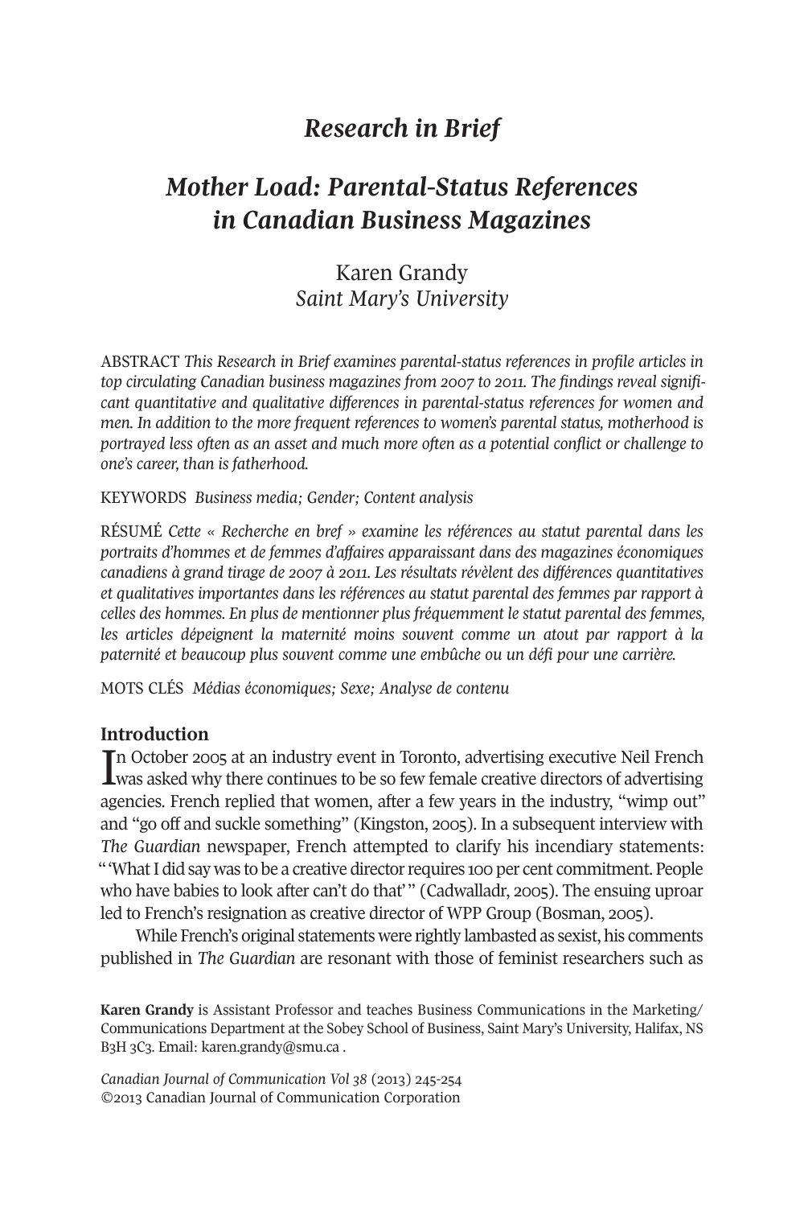# *Research in Brief*

## *Mother Load: Parental-Status References in Canadian Business Magazines*

Karen Grandy
*Saint Mary's University*

ABSTRACT *This Research in Brief examines parental-status references in profile articles in top circulating Canadian business magazines from 2007 to 2011. The findings reveal significant quantitative and qualitative differences in parental-status references for women and men. In addition to the more frequent references to women's parental status, motherhood is portrayed less often as an asset and much more often as a potential conflict or challenge to one's career, than is fatherhood.*

KEYWORDS *Business media; Gender; Content analysis*

RÉSUMÉ *Cette « Recherche en bref » examine les références au statut parental dans les portraits d'hommes et de femmes d'affaires apparaissant dans des magazines économiques canadiens à grand tirage de 2007 à 2011. Les résultats révèlent des différences quantitatives et qualitatives importantes dans les références au statut parental des femmes par rapport à celles des hommes. En plus de mentionner plus fréquemment le statut parental des femmes, les articles dépeignent la maternité moins souvent comme un atout par rapport à la paternité et beaucoup plus souvent comme une embûche ou un défi pour une carrière.*

MOTS CLÉS *Médias économiques; Sexe; Analyse de contenu*

### Introduction

In October 2005 at an industry event in Toronto, advertising executive Neil French was asked why there continues to be so few female creative directors of advertising agencies. French replied that women, after a few years in the industry, "wimp out" and "go off and suckle something" (Kingston, 2005). In a subsequent interview with *The Guardian* newspaper, French attempted to clarify his incendiary statements: "'What I did say was to be a creative director requires 100 per cent commitment. People who have babies to look after can't do that'" (Cadwalladr, 2005). The ensuing uproar led to French's resignation as creative director of WPP Group (Bosman, 2005).

While French's original statements were rightly lambasted as sexist, his comments published in *The Guardian* are resonant with those of feminist researchers such as

**Karen Grandy** is Assistant Professor and teaches Business Communications in the Marketing/Communications Department at the Sobey School of Business, Saint Mary's University, Halifax, NS B3H 3C3. Email: karen.grandy@smu.ca .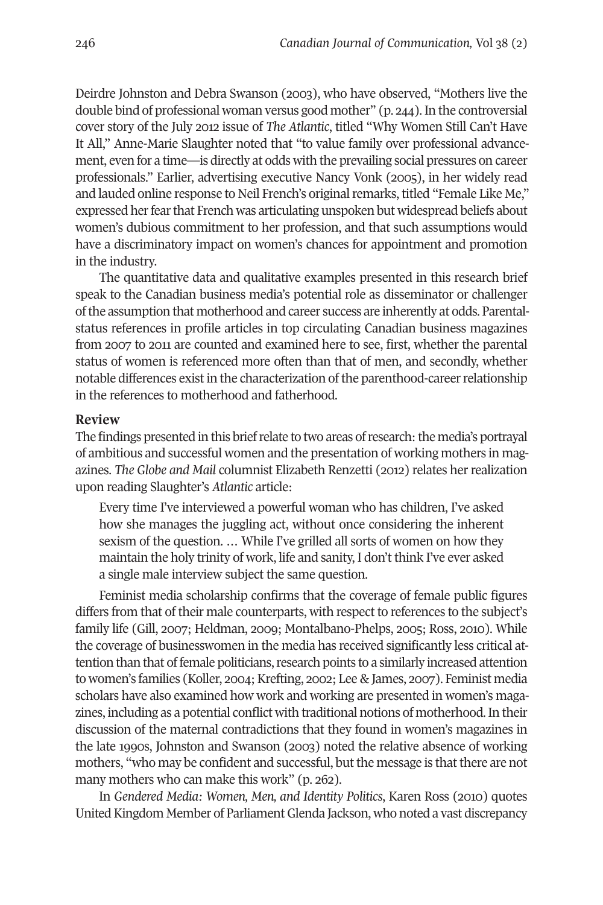Deirdre Johnston and Debra Swanson (2003), who have observed, "Mothers live the double bind of professional woman versus good mother" (p. 244). In the controversial cover story of the July 2012 issue of *The Atlantic*, titled "Why Women Still Can't Have It All," Anne-Marie Slaughter noted that "to value family over professional advancement, even for a time—is directly at odds with the prevailing social pressures on career professionals." Earlier, advertising executive Nancy Vonk (2005), in her widely read and lauded online response to Neil French's original remarks, titled "Female Like Me," expressed her fear that French was articulating unspoken but widespread beliefs about women's dubious commitment to her profession, and that such assumptions would have a discriminatory impact on women's chances for appointment and promotion in the industry.

The quantitative data and qualitative examples presented in this research brief speak to the Canadian business media's potential role as disseminator or challenger of the assumption that motherhood and career success are inherently at odds. Parental-status references in profile articles in top circulating Canadian business magazines from 2007 to 2011 are counted and examined here to see, first, whether the parental status of women is referenced more often than that of men, and secondly, whether notable differences exist in the characterization of the parenthood-career relationship in the references to motherhood and fatherhood.

## Review

The findings presented in this brief relate to two areas of research: the media's portrayal of ambitious and successful women and the presentation of working mothers in magazines. *The Globe and Mail* columnist Elizabeth Renzetti (2012) relates her realization upon reading Slaughter's *Atlantic* article:

> Every time I've interviewed a powerful woman who has children, I've asked how she manages the juggling act, without once considering the inherent sexism of the question. … While I've grilled all sorts of women on how they maintain the holy trinity of work, life and sanity, I don't think I've ever asked a single male interview subject the same question.

Feminist media scholarship confirms that the coverage of female public figures differs from that of their male counterparts, with respect to references to the subject's family life (Gill, 2007; Heldman, 2009; Montalbano-Phelps, 2005; Ross, 2010). While the coverage of businesswomen in the media has received significantly less critical attention than that of female politicians, research points to a similarly increased attention to women's families (Koller, 2004; Krefting, 2002; Lee & James, 2007). Feminist media scholars have also examined how work and working are presented in women's magazines, including as a potential conflict with traditional notions of motherhood. In their discussion of the maternal contradictions that they found in women's magazines in the late 1990s, Johnston and Swanson (2003) noted the relative absence of working mothers, "who may be confident and successful, but the message is that there are not many mothers who can make this work" (p. 262).

In *Gendered Media: Women, Men, and Identity Politics*, Karen Ross (2010) quotes United Kingdom Member of Parliament Glenda Jackson, who noted a vast discrepancy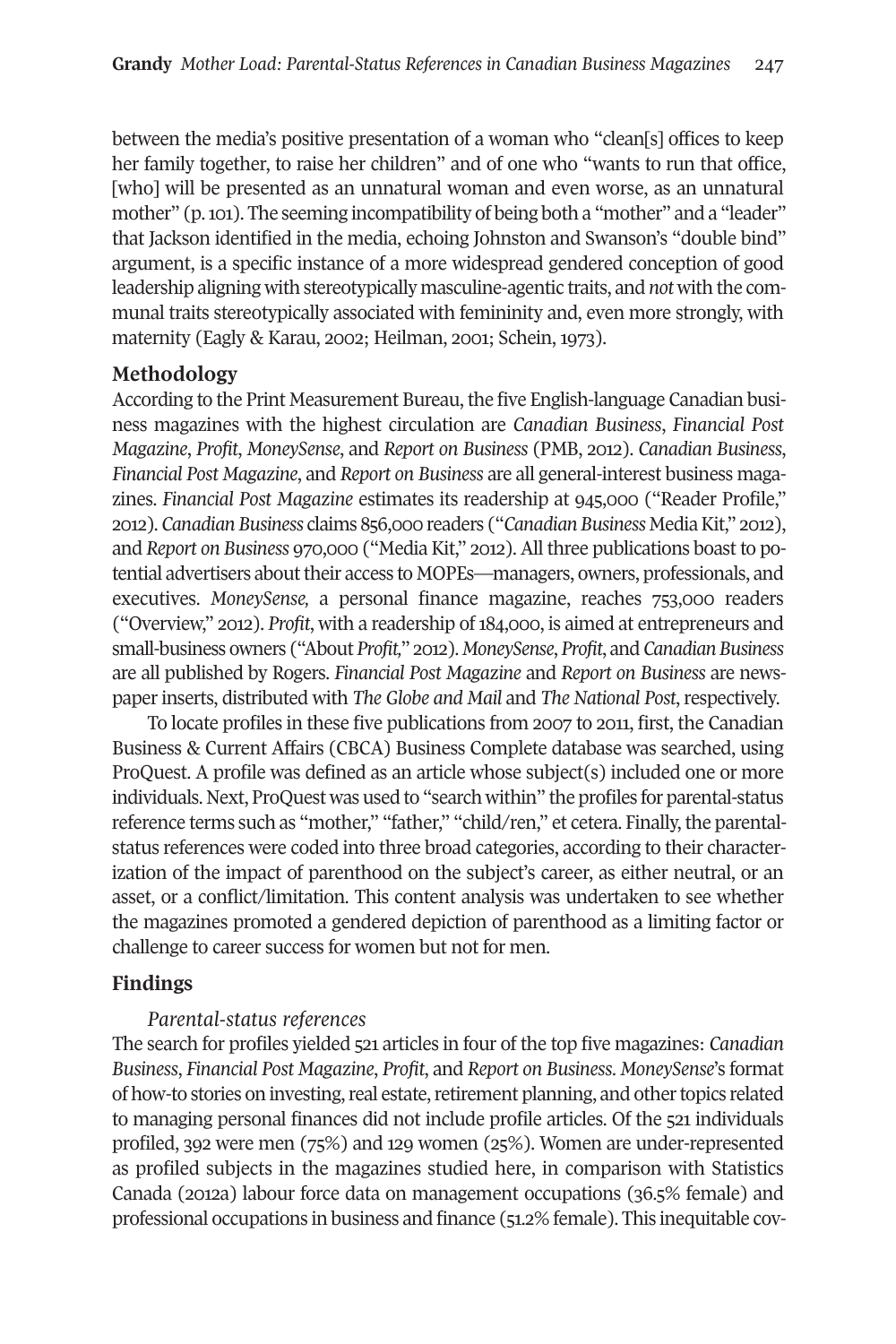between the media's positive presentation of a woman who "clean[s] offices to keep her family together, to raise her children" and of one who "wants to run that office, [who] will be presented as an unnatural woman and even worse, as an unnatural mother" (p. 101). The seeming incompatibility of being both a "mother" and a "leader" that Jackson identified in the media, echoing Johnston and Swanson's "double bind" argument, is a specific instance of a more widespread gendered conception of good leadership aligning with stereotypically masculine-agentic traits, and *not* with the communal traits stereotypically associated with femininity and, even more strongly, with maternity (Eagly & Karau, 2002; Heilman, 2001; Schein, 1973).

## Methodology

According to the Print Measurement Bureau, the five English-language Canadian business magazines with the highest circulation are *Canadian Business*, *Financial Post Magazine*, *Profit*, *MoneySense*, and *Report on Business* (PMB, 2012). *Canadian Business*, *Financial Post Magazine*, and *Report on Business* are all general-interest business magazines. *Financial Post Magazine* estimates its readership at 945,000 ("Reader Profile," 2012). *Canadian Business* claims 856,000 readers ("*Canadian Business* Media Kit," 2012), and *Report on Business* 970,000 ("Media Kit," 2012). All three publications boast to potential advertisers about their access to MOPEs—managers, owners, professionals, and executives. *MoneySense,* a personal finance magazine, reaches 753,000 readers ("Overview," 2012). *Profit*, with a readership of 184,000, is aimed at entrepreneurs and small-business owners ("About *Profit,*" 2012). *MoneySense*, *Profit*, and *Canadian Business* are all published by Rogers. *Financial Post Magazine* and *Report on Business* are newspaper inserts, distributed with *The Globe and Mail* and *The National Post*, respectively.

To locate profiles in these five publications from 2007 to 2011, first, the Canadian Business & Current Affairs (CBCA) Business Complete database was searched, using ProQuest. A profile was defined as an article whose subject(s) included one or more individuals. Next, ProQuest was used to "search within" the profiles for parental-status reference terms such as "mother," "father," "child/ren," et cetera. Finally, the parental-status references were coded into three broad categories, according to their characterization of the impact of parenthood on the subject's career, as either neutral, or an asset, or a conflict/limitation. This content analysis was undertaken to see whether the magazines promoted a gendered depiction of parenthood as a limiting factor or challenge to career success for women but not for men.

## Findings

### *Parental-status references*

The search for profiles yielded 521 articles in four of the top five magazines: *Canadian Business*, *Financial Post Magazine*, *Profit*, and *Report on Business*. *MoneySense*'s format of how-to stories on investing, real estate, retirement planning, and other topics related to managing personal finances did not include profile articles. Of the 521 individuals profiled, 392 were men (75%) and 129 women (25%). Women are under-represented as profiled subjects in the magazines studied here, in comparison with Statistics Canada (2012a) labour force data on management occupations (36.5% female) and professional occupations in business and finance (51.2% female). This inequitable cov-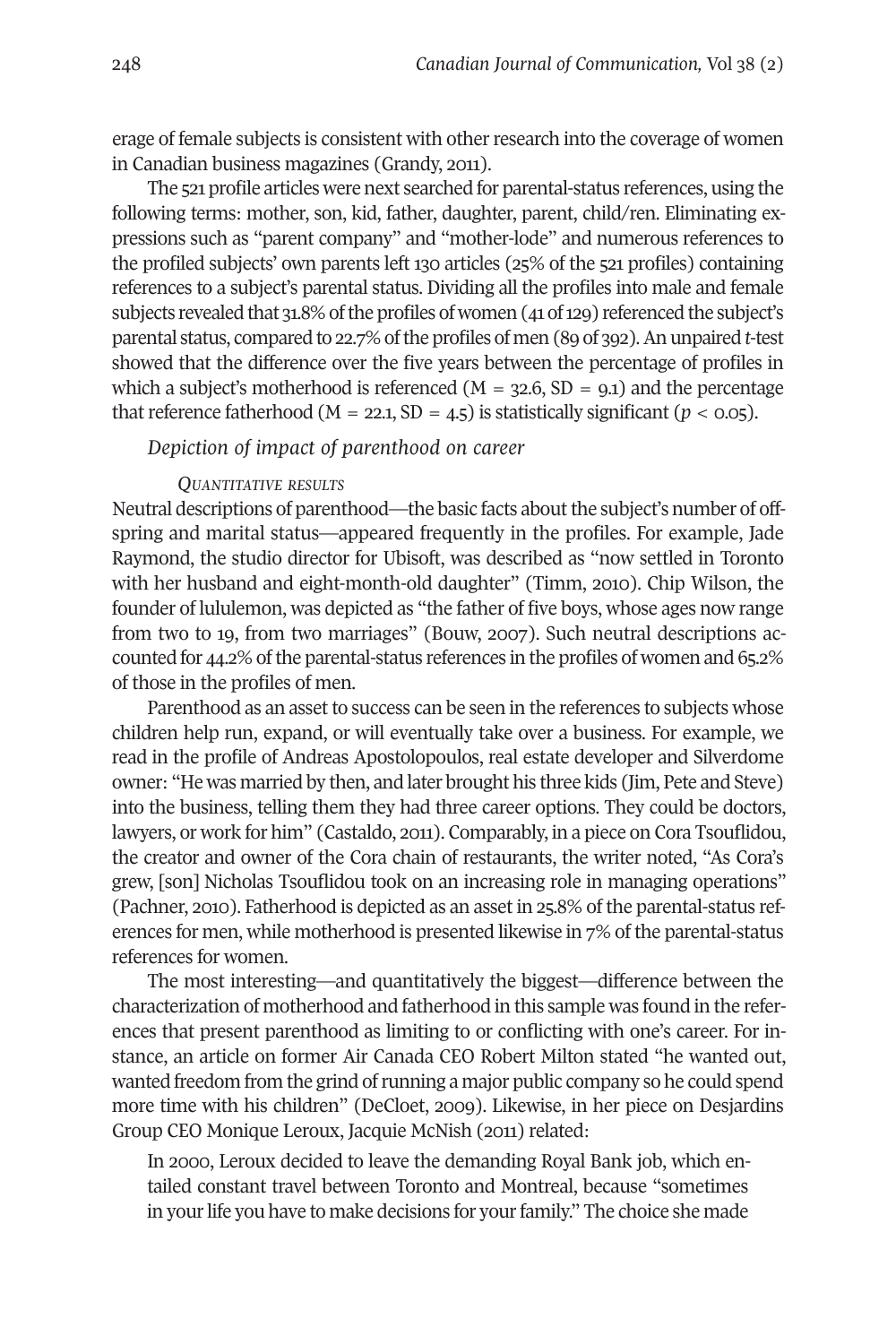erage of female subjects is consistent with other research into the coverage of women in Canadian business magazines (Grandy, 2011).

The 521 profile articles were next searched for parental-status references, using the following terms: mother, son, kid, father, daughter, parent, child/ren. Eliminating expressions such as "parent company" and "mother-lode" and numerous references to the profiled subjects' own parents left 130 articles (25% of the 521 profiles) containing references to a subject's parental status. Dividing all the profiles into male and female subjects revealed that 31.8% of the profiles of women (41 of 129) referenced the subject's parental status, compared to 22.7% of the profiles of men (89 of 392). An unpaired *t*-test showed that the difference over the five years between the percentage of profiles in which a subject's motherhood is referenced ($M = 32.6$, $SD = 9.1$) and the percentage that reference fatherhood ($M = 22.1$, $SD = 4.5$) is statistically significant ($p < 0.05$).

### *Depiction of impact of parenthood on career*

#### *Quantitative results*

Neutral descriptions of parenthood—the basic facts about the subject's number of offspring and marital status—appeared frequently in the profiles. For example, Jade Raymond, the studio director for Ubisoft, was described as "now settled in Toronto with her husband and eight-month-old daughter" (Timm, 2010). Chip Wilson, the founder of lululemon, was depicted as "the father of five boys, whose ages now range from two to 19, from two marriages" (Bouw, 2007). Such neutral descriptions accounted for 44.2% of the parental-status references in the profiles of women and 65.2% of those in the profiles of men.

Parenthood as an asset to success can be seen in the references to subjects whose children help run, expand, or will eventually take over a business. For example, we read in the profile of Andreas Apostolopoulos, real estate developer and Silverdome owner: "He was married by then, and later brought his three kids (Jim, Pete and Steve) into the business, telling them they had three career options. They could be doctors, lawyers, or work for him" (Castaldo, 2011). Comparably, in a piece on Cora Tsouflidou, the creator and owner of the Cora chain of restaurants, the writer noted, "As Cora's grew, [son] Nicholas Tsouflidou took on an increasing role in managing operations" (Pachner, 2010). Fatherhood is depicted as an asset in 25.8% of the parental-status references for men, while motherhood is presented likewise in 7% of the parental-status references for women.

The most interesting—and quantitatively the biggest—difference between the characterization of motherhood and fatherhood in this sample was found in the references that present parenthood as limiting to or conflicting with one's career. For instance, an article on former Air Canada CEO Robert Milton stated "he wanted out, wanted freedom from the grind of running a major public company so he could spend more time with his children" (DeCloet, 2009). Likewise, in her piece on Desjardins Group CEO Monique Leroux, Jacquie McNish (2011) related:

> In 2000, Leroux decided to leave the demanding Royal Bank job, which entailed constant travel between Toronto and Montreal, because "sometimes in your life you have to make decisions for your family." The choice she made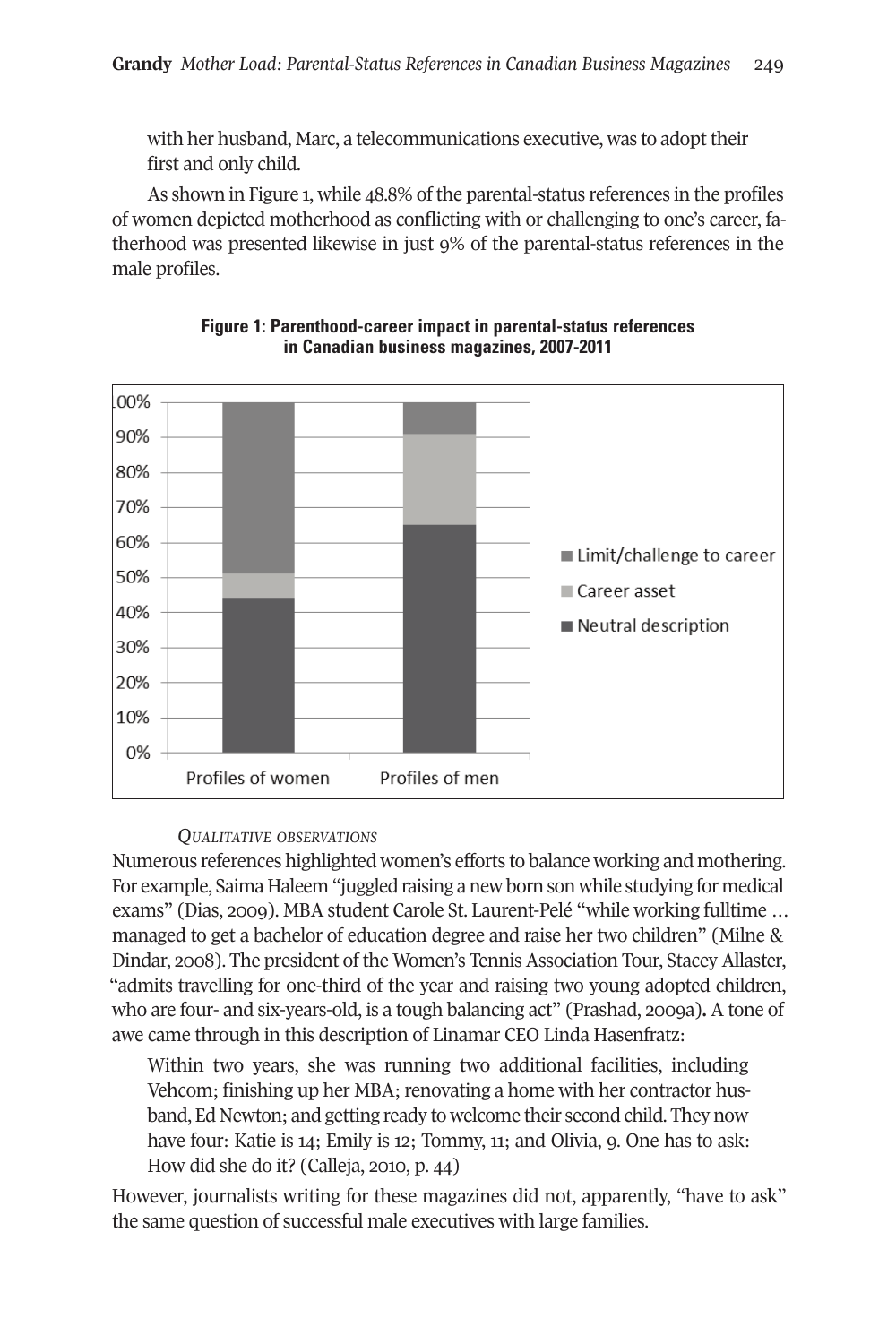with her husband, Marc, a telecommunications executive, was to adopt their first and only child.

As shown in Figure 1, while 48.8% of the parental-status references in the profiles of women depicted motherhood as conflicting with or challenging to one's career, fatherhood was presented likewise in just 9% of the parental-status references in the male profiles.

**Figure 1: Parenthood-career impact in parental-status references in Canadian business magazines, 2007-2011**

### *Qualitative observations*

Numerous references highlighted women's efforts to balance working and mothering. For example, Saima Haleem "juggled raising a new born son while studying for medical exams" (Dias, 2009). MBA student Carole St. Laurent-Pelé "while working fulltime … managed to get a bachelor of education degree and raise her two children" (Milne & Dindar, 2008). The president of the Women's Tennis Association Tour, Stacey Allaster, "admits travelling for one-third of the year and raising two young adopted children, who are four- and six-years-old, is a tough balancing act" (Prashad, 2009a). A tone of awe came through in this description of Linamar CEO Linda Hasenfratz:

> Within two years, she was running two additional facilities, including Vehcom; finishing up her MBA; renovating a home with her contractor husband, Ed Newton; and getting ready to welcome their second child. They now have four: Katie is 14; Emily is 12; Tommy, 11; and Olivia, 9. One has to ask: How did she do it? (Calleja, 2010, p. 44)

However, journalists writing for these magazines did not, apparently, "have to ask" the same question of successful male executives with large families.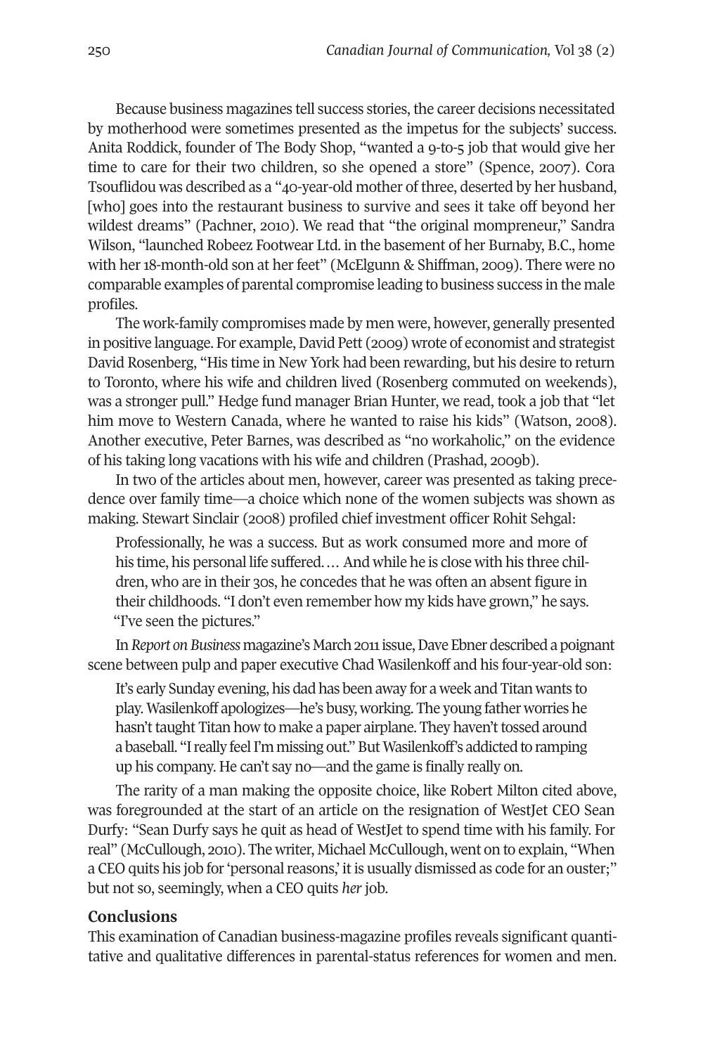Because business magazines tell success stories, the career decisions necessitated by motherhood were sometimes presented as the impetus for the subjects' success. Anita Roddick, founder of The Body Shop, "wanted a 9-to-5 job that would give her time to care for their two children, so she opened a store" (Spence, 2007). Cora Tsouflidou was described as a "40-year-old mother of three, deserted by her husband, [who] goes into the restaurant business to survive and sees it take off beyond her wildest dreams" (Pachner, 2010). We read that "the original mompreneur," Sandra Wilson, "launched Robeez Footwear Ltd. in the basement of her Burnaby, B.C., home with her 18-month-old son at her feet" (McElgunn & Shiffman, 2009). There were no comparable examples of parental compromise leading to business success in the male profiles.

The work-family compromises made by men were, however, generally presented in positive language. For example, David Pett (2009) wrote of economist and strategist David Rosenberg, "His time in New York had been rewarding, but his desire to return to Toronto, where his wife and children lived (Rosenberg commuted on weekends), was a stronger pull." Hedge fund manager Brian Hunter, we read, took a job that "let him move to Western Canada, where he wanted to raise his kids" (Watson, 2008). Another executive, Peter Barnes, was described as "no workaholic," on the evidence of his taking long vacations with his wife and children (Prashad, 2009b).

In two of the articles about men, however, career was presented as taking precedence over family time—a choice which none of the women subjects was shown as making. Stewart Sinclair (2008) profiled chief investment officer Rohit Sehgal:

> Professionally, he was a success. But as work consumed more and more of his time, his personal life suffered. … And while he is close with his three children, who are in their 30s, he concedes that he was often an absent figure in their childhoods. "I don't even remember how my kids have grown," he says. "I've seen the pictures."

In *Report on Business* magazine's March 2011 issue, Dave Ebner described a poignant scene between pulp and paper executive Chad Wasilenkoff and his four-year-old son:

> It's early Sunday evening, his dad has been away for a week and Titan wants to play. Wasilenkoff apologizes—he's busy, working. The young father worries he hasn't taught Titan how to make a paper airplane. They haven't tossed around a baseball. "I really feel I'm missing out." But Wasilenkoff's addicted to ramping up his company. He can't say no—and the game is finally really on.

The rarity of a man making the opposite choice, like Robert Milton cited above, was foregrounded at the start of an article on the resignation of WestJet CEO Sean Durfy: "Sean Durfy says he quit as head of WestJet to spend time with his family. For real" (McCullough, 2010). The writer, Michael McCullough, went on to explain, "When a CEO quits his job for 'personal reasons,' it is usually dismissed as code for an ouster;" but not so, seemingly, when a CEO quits *her* job.

## Conclusions

This examination of Canadian business-magazine profiles reveals significant quantitative and qualitative differences in parental-status references for women and men.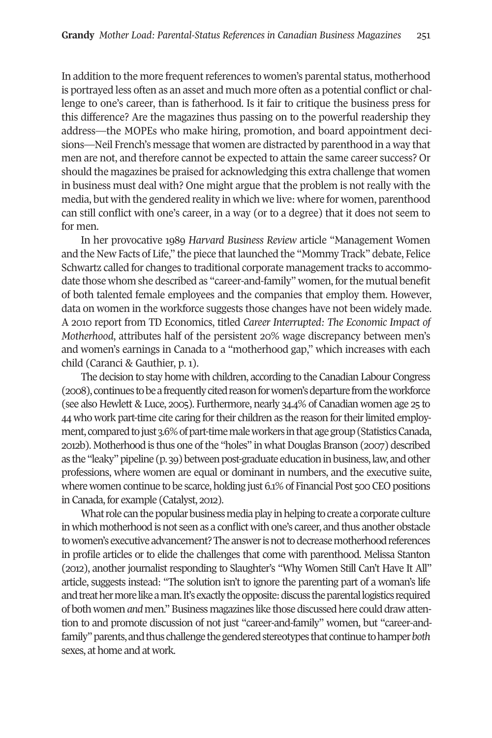In addition to the more frequent references to women's parental status, motherhood is portrayed less often as an asset and much more often as a potential conflict or challenge to one's career, than is fatherhood. Is it fair to critique the business press for this difference? Are the magazines thus passing on to the powerful readership they address—the MOPEs who make hiring, promotion, and board appointment decisions—Neil French's message that women are distracted by parenthood in a way that men are not, and therefore cannot be expected to attain the same career success? Or should the magazines be praised for acknowledging this extra challenge that women in business must deal with? One might argue that the problem is not really with the media, but with the gendered reality in which we live: where for women, parenthood can still conflict with one's career, in a way (or to a degree) that it does not seem to for men.

In her provocative 1989 *Harvard Business Review* article "Management Women and the New Facts of Life," the piece that launched the "Mommy Track" debate, Felice Schwartz called for changes to traditional corporate management tracks to accommodate those whom she described as "career-and-family" women, for the mutual benefit of both talented female employees and the companies that employ them. However, data on women in the workforce suggests those changes have not been widely made. A 2010 report from TD Economics, titled *Career Interrupted: The Economic Impact of Motherhood*, attributes half of the persistent 20% wage discrepancy between men's and women's earnings in Canada to a "motherhood gap," which increases with each child (Caranci & Gauthier, p. 1).

The decision to stay home with children, according to the Canadian Labour Congress (2008), continues to be a frequently cited reason for women's departure from the workforce (see also Hewlett & Luce, 2005). Furthermore, nearly 34.4% of Canadian women age 25 to 44 who work part-time cite caring for their children as the reason for their limited employment, compared to just 3.6% of part-time male workers in that age group (Statistics Canada, 2012b). Motherhood is thus one of the "holes" in what Douglas Branson (2007) described as the "leaky" pipeline (p. 39) between post-graduate education in business, law, and other professions, where women are equal or dominant in numbers, and the executive suite, where women continue to be scarce, holding just 6.1% of Financial Post 500 CEO positions in Canada, for example (Catalyst, 2012).

What role can the popular business media play in helping to create a corporate culture in which motherhood is not seen as a conflict with one's career, and thus another obstacle to women's executive advancement? The answer is not to decrease motherhood references in profile articles or to elide the challenges that come with parenthood. Melissa Stanton (2012), another journalist responding to Slaughter's "Why Women Still Can't Have It All" article, suggests instead: "The solution isn't to ignore the parenting part of a woman's life and treat her more like a man. It's exactly the opposite: discuss the parental logistics required of both women *and* men." Business magazines like those discussed here could draw attention to and promote discussion of not just "career-and-family" women, but "career-and-family" parents, and thus challenge the gendered stereotypes that continue to hamper *both* sexes, at home and at work.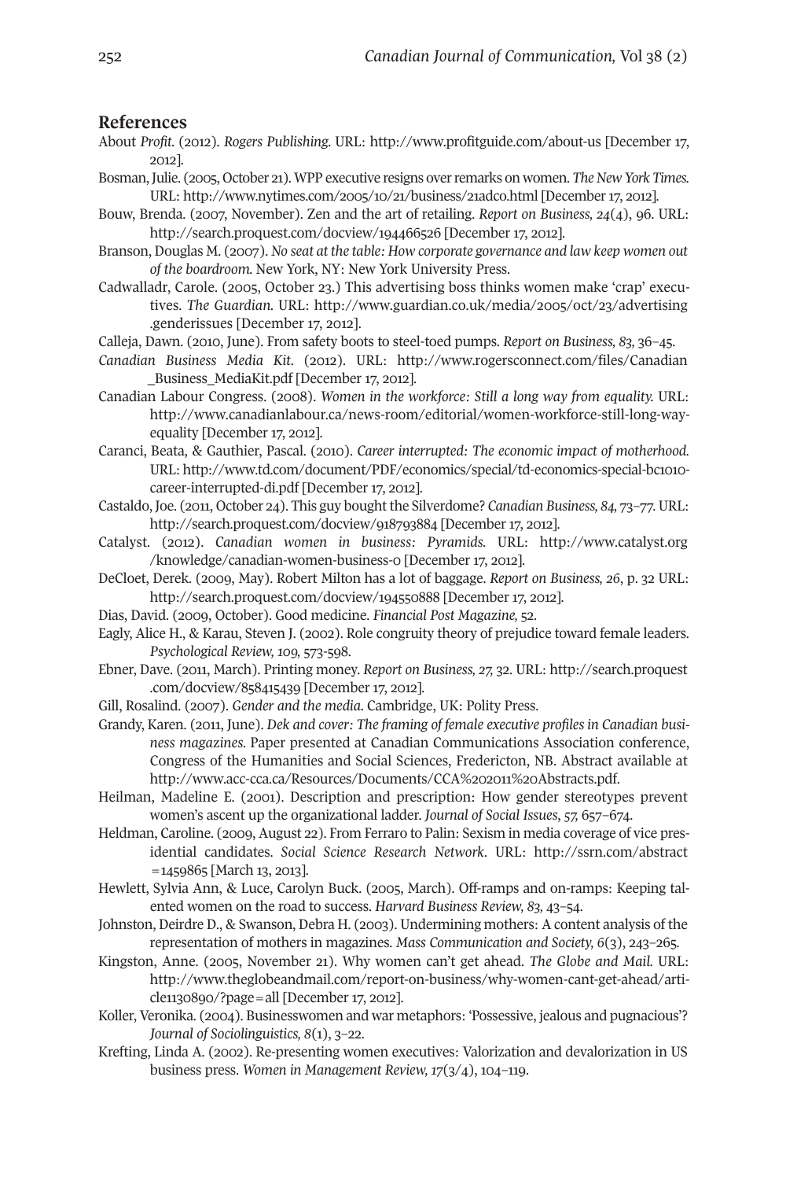## References

About *Profit*. (2012). *Rogers Publishing*. URL: http://www.profitguide.com/about-us [December 17, 2012].

Bosman, Julie. (2005, October 21). WPP executive resigns over remarks on women. *The New York Times*. URL: http://www.nytimes.com/2005/10/21/business/21adco.html [December 17, 2012].

Bouw, Brenda. (2007, November). Zen and the art of retailing. *Report on Business, 24*(4), 96. URL: http://search.proquest.com/docview/194466526 [December 17, 2012].

Branson, Douglas M. (2007). *No seat at the table: How corporate governance and law keep women out of the boardroom*. New York, NY: New York University Press.

Cadwalladr, Carole. (2005, October 23.) This advertising boss thinks women make 'crap' executives. *The Guardian*. URL: http://www.guardian.co.uk/media/2005/oct/23/advertising.genderissues [December 17, 2012].

Calleja, Dawn. (2010, June). From safety boots to steel-toed pumps. *Report on Business, 83*, 36–45.

*Canadian Business Media Kit*. (2012). URL: http://www.rogersconnect.com/files/Canadian_Business_MediaKit.pdf [December 17, 2012].

Canadian Labour Congress. (2008). *Women in the workforce: Still a long way from equality*. URL: http://www.canadianlabour.ca/news-room/editorial/women-workforce-still-long-way-equality [December 17, 2012].

Caranci, Beata, & Gauthier, Pascal. (2010). *Career interrupted: The economic impact of motherhood*. URL: http://www.td.com/document/PDF/economics/special/td-economics-special-bc1010-career-interrupted-di.pdf [December 17, 2012].

Castaldo, Joe. (2011, October 24). This guy bought the Silverdome? *Canadian Business, 84*, 73–77. URL: http://search.proquest.com/docview/918793884 [December 17, 2012].

Catalyst. (2012). *Canadian women in business: Pyramids*. URL: http://www.catalyst.org/knowledge/canadian-women-business-0 [December 17, 2012].

DeCloet, Derek. (2009, May). Robert Milton has a lot of baggage. *Report on Business, 26*, p. 32 URL: http://search.proquest.com/docview/194550888 [December 17, 2012].

Dias, David. (2009, October). Good medicine. *Financial Post Magazine*, 52.

Eagly, Alice H., & Karau, Steven J. (2002). Role congruity theory of prejudice toward female leaders. *Psychological Review, 109*, 573-598.

Ebner, Dave. (2011, March). Printing money. *Report on Business, 27*, 32. URL: http://search.proquest.com/docview/858415439 [December 17, 2012].

Gill, Rosalind. (2007). *Gender and the media*. Cambridge, UK: Polity Press.

Grandy, Karen. (2011, June). *Dek and cover: The framing of female executive profiles in Canadian business magazines*. Paper presented at Canadian Communications Association conference, Congress of the Humanities and Social Sciences, Fredericton, NB. Abstract available at http://www.acc-cca.ca/Resources/Documents/CCA%202011%20Abstracts.pdf.

Heilman, Madeline E. (2001). Description and prescription: How gender stereotypes prevent women's ascent up the organizational ladder. *Journal of Social Issues*, *57*, 657–674.

Heldman, Caroline. (2009, August 22). From Ferraro to Palin: Sexism in media coverage of vice presidential candidates. *Social Science Research Network*. URL: http://ssrn.com/abstract=1459865 [March 13, 2013].

Hewlett, Sylvia Ann, & Luce, Carolyn Buck. (2005, March). Off-ramps and on-ramps: Keeping talented women on the road to success. *Harvard Business Review, 83*, 43–54.

Johnston, Deirdre D., & Swanson, Debra H. (2003). Undermining mothers: A content analysis of the representation of mothers in magazines. *Mass Communication and Society, 6*(3), 243–265.

Kingston, Anne. (2005, November 21). Why women can't get ahead. *The Globe and Mail*. URL: http://www.theglobeandmail.com/report-on-business/why-women-cant-get-ahead/article1130890/?page=all [December 17, 2012].

Koller, Veronika. (2004). Businesswomen and war metaphors: 'Possessive, jealous and pugnacious'? *Journal of Sociolinguistics, 8*(1), 3–22.

Krefting, Linda A. (2002). Re-presenting women executives: Valorization and devalorization in US business press. *Women in Management Review, 17*(3/4), 104–119.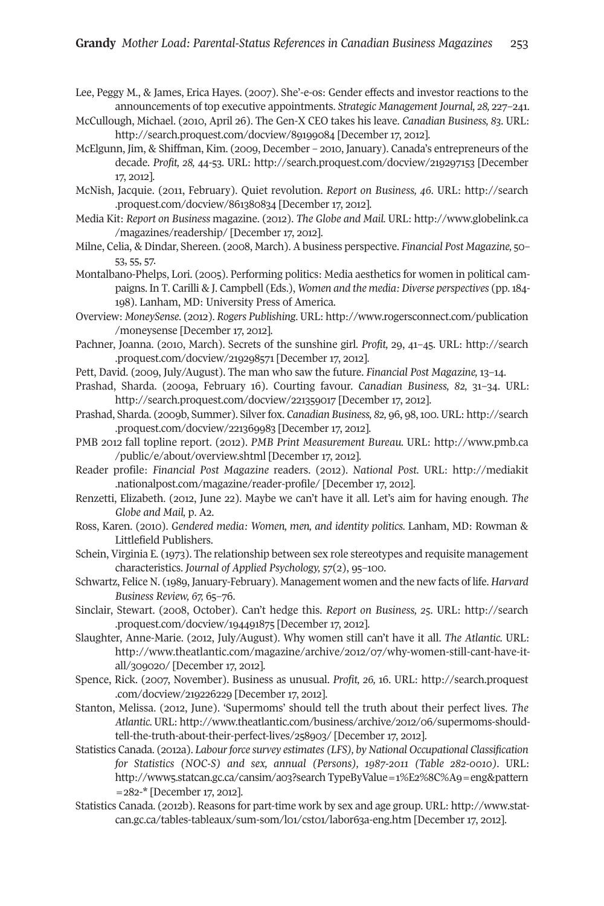Lee, Peggy M., & James, Erica Hayes. (2007). She'-e-os: Gender effects and investor reactions to the announcements of top executive appointments. *Strategic Management Journal, 28,* 227–241.

McCullough, Michael. (2010, April 26). The Gen-X CEO takes his leave. *Canadian Business, 83*. URL: http://search.proquest.com/docview/89199084 [December 17, 2012].

McElgunn, Jim, & Shiffman, Kim. (2009, December – 2010, January). Canada's entrepreneurs of the decade. *Profit, 28,* 44-53. URL: http://search.proquest.com/docview/219297153 [December 17, 2012].

McNish, Jacquie. (2011, February). Quiet revolution. *Report on Business, 46*. URL: http://search.proquest.com/docview/861380834 [December 17, 2012].

Media Kit: *Report on Business* magazine. (2012). *The Globe and Mail.* URL: http://www.globelink.ca/magazines/readership/ [December 17, 2012].

Milne, Celia, & Dindar, Shereen. (2008, March). A business perspective. *Financial Post Magazine,* 50–53, 55, 57.

Montalbano-Phelps, Lori. (2005). Performing politics: Media aesthetics for women in political campaigns. In T. Carilli & J. Campbell (Eds.), *Women and the media: Diverse perspectives* (pp. 184-198). Lanham, MD: University Press of America.

Overview: *MoneySense*. (2012). *Rogers Publishing*. URL: http://www.rogersconnect.com/publication/moneysense [December 17, 2012].

Pachner, Joanna. (2010, March). Secrets of the sunshine girl. *Profit,* 29, 41–45. URL: http://search.proquest.com/docview/219298571 [December 17, 2012].

Pett, David. (2009, July/August). The man who saw the future. *Financial Post Magazine,* 13–14.

Prashad, Sharda. (2009a, February 16). Courting favour. *Canadian Business, 82,* 31–34. URL: http://search.proquest.com/docview/221359017 [December 17, 2012].

Prashad, Sharda. (2009b, Summer). Silver fox. *Canadian Business, 82,* 96, 98, 100. URL: http://search.proquest.com/docview/221369983 [December 17, 2012].

PMB 2012 fall topline report. (2012). *PMB Print Measurement Bureau.* URL: http://www.pmb.ca/public/e/about/overview.shtml [December 17, 2012].

Reader profile: *Financial Post Magazine* readers. (2012). *National Post.* URL: http://mediakit.nationalpost.com/magazine/reader-profile/ [December 17, 2012].

Renzetti, Elizabeth. (2012, June 22). Maybe we can't have it all. Let's aim for having enough. *The Globe and Mail,* p. A2.

Ross, Karen. (2010). *Gendered media: Women, men, and identity politics.* Lanham, MD: Rowman & Littlefield Publishers.

Schein, Virginia E. (1973). The relationship between sex role stereotypes and requisite management characteristics. *Journal of Applied Psychology, 57*(2), 95–100.

Schwartz, Felice N. (1989, January-February). Management women and the new facts of life. *Harvard Business Review, 67,* 65–76.

Sinclair, Stewart. (2008, October). Can't hedge this. *Report on Business, 25*. URL: http://search.proquest.com/docview/194491875 [December 17, 2012].

Slaughter, Anne-Marie. (2012, July/August). Why women still can't have it all. *The Atlantic.* URL: http://www.theatlantic.com/magazine/archive/2012/07/why-women-still-cant-have-it-all/309020/ [December 17, 2012].

Spence, Rick. (2007, November). Business as unusual. *Profit, 26,* 16. URL: http://search.proquest.com/docview/219226229 [December 17, 2012].

Stanton, Melissa. (2012, June). 'Supermoms' should tell the truth about their perfect lives. *The Atlantic.* URL: http://www.theatlantic.com/business/archive/2012/06/supermoms-should-tell-the-truth-about-their-perfect-lives/258903/ [December 17, 2012].

Statistics Canada. (2012a). *Labour force survey estimates (LFS), by National Occupational Classification for Statistics (NOC-S) and sex, annual (Persons), 1987-2011 (Table 282-0010)*. URL: http://www5.statcan.gc.ca/cansim/a03?search TypeByValue=1%E2%8C%A9=eng&pattern=282-* [December 17, 2012].

Statistics Canada. (2012b). Reasons for part-time work by sex and age group. URL: http://www.statcan.gc.ca/tables-tableaux/sum-som/l01/cst01/labor63a-eng.htm [December 17, 2012].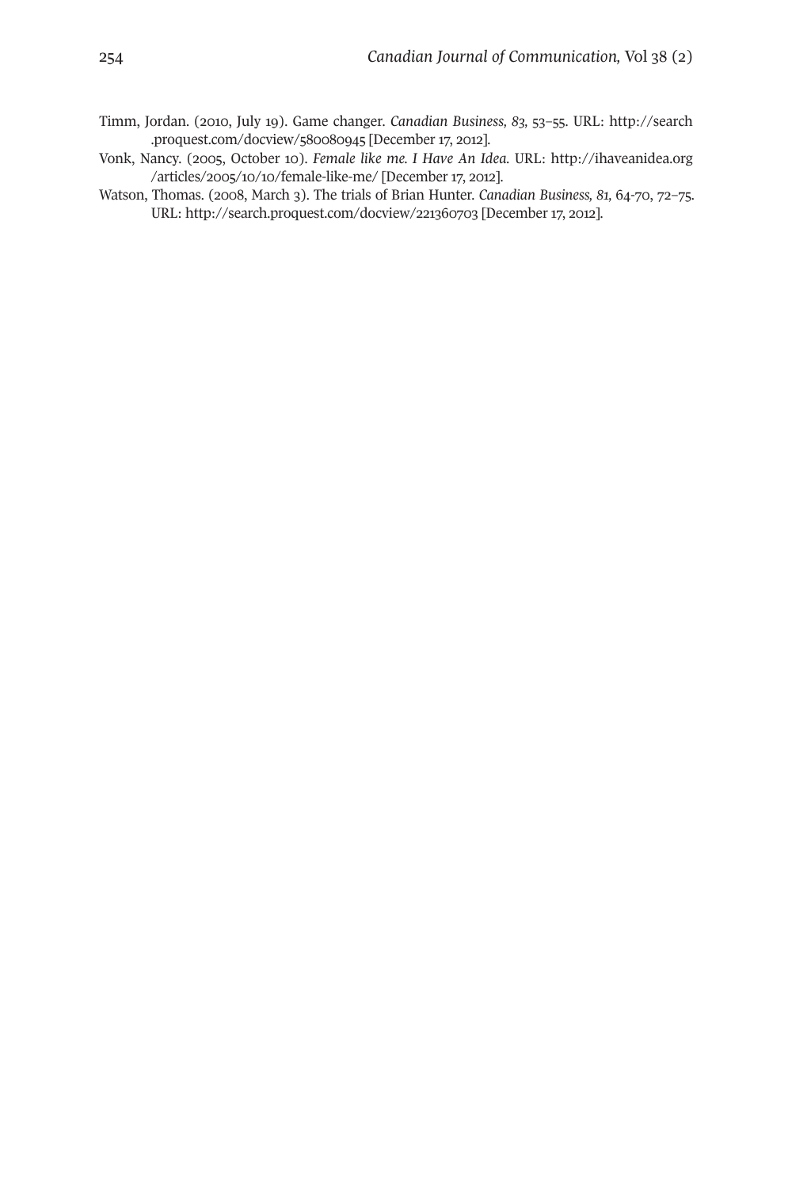Timm, Jordan. (2010, July 19). Game changer. *Canadian Business, 83,* 53–55. URL: http://search.proquest.com/docview/580080945 [December 17, 2012].

Vonk, Nancy. (2005, October 10). *Female like me. I Have An Idea.* URL: http://ihaveanidea.org/articles/2005/10/10/female-like-me/ [December 17, 2012].

Watson, Thomas. (2008, March 3). The trials of Brian Hunter. *Canadian Business, 81,* 64-70, 72–75. URL: http://search.proquest.com/docview/221360703 [December 17, 2012].